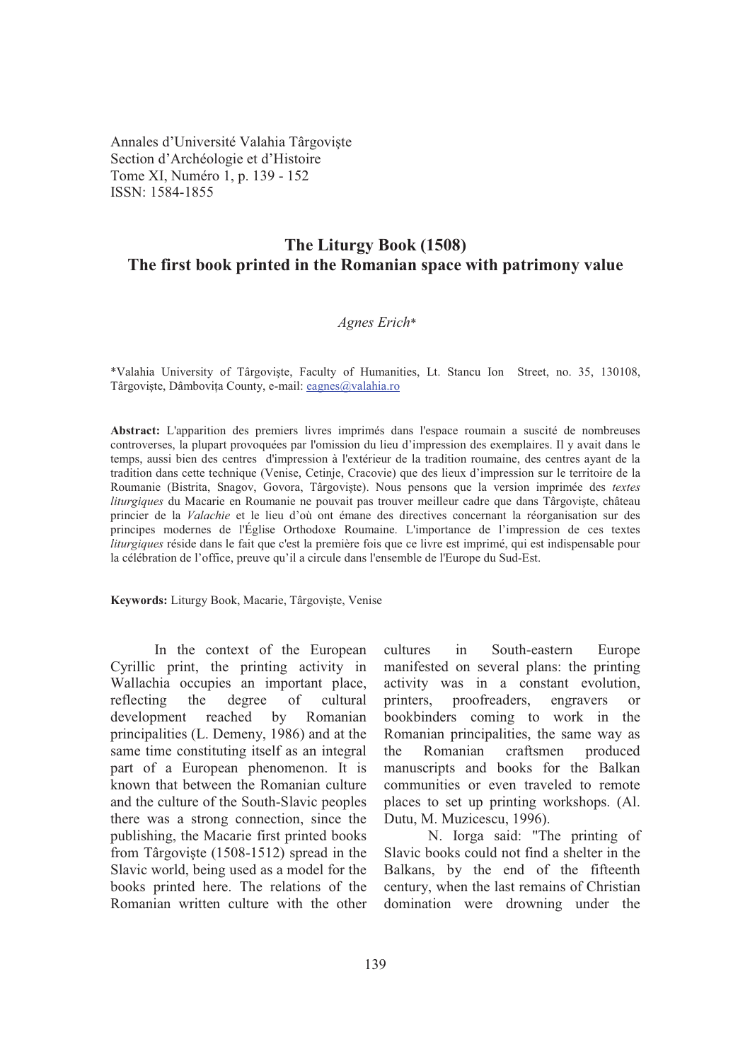Annales d'Université Valahia Târgovişte
Section d'Archéologie et d'Histoire
Tome XI, Numéro 1, p. 139 - 152
ISSN: 1584-1855

# The Liturgy Book (1508)
# The first book printed in the Romanian space with patrimony value

*Agnes Erich**

*Valahia University of Târgovişte, Faculty of Humanities, Lt. Stancu Ion Street, no. 35, 130108, Târgovişte, Dâmboviţa County, e-mail: eagnes@valahia.ro

**Abstract:** L'apparition des premiers livres imprimés dans l'espace roumain a suscité de nombreuses controverses, la plupart provoquées par l'omission du lieu d'impression des exemplaires. Il y avait dans le temps, aussi bien des centres d'impression à l'extérieur de la tradition roumaine, des centres ayant de la tradition dans cette technique (Venise, Cetinje, Cracovie) que des lieux d'impression sur le territoire de la Roumanie (Bistrita, Snagov, Govora, Târgovişte). Nous pensons que la version imprimée des *textes liturgiques* du Macarie en Roumanie ne pouvait pas trouver meilleur cadre que dans Târgovişte, château princier de la *Valachie* et le lieu d'où ont émane des directives concernant la réorganisation sur des principes modernes de l'Église Orthodoxe Roumaine. L'importance de l'impression de ces textes *liturgiques* réside dans le fait que c'est la première fois que ce livre est imprimé, qui est indispensable pour la célébration de l'office, preuve qu'il a circule dans l'ensemble de l'Europe du Sud-Est.

**Keywords:** Liturgy Book, Macarie, Târgovişte, Venise

In the context of the European Cyrillic print, the printing activity in Wallachia occupies an important place, reflecting the degree of cultural development reached by Romanian principalities (L. Demeny, 1986) and at the same time constituting itself as an integral part of a European phenomenon. It is known that between the Romanian culture and the culture of the South-Slavic peoples there was a strong connection, since the publishing, the Macarie first printed books from Târgovişte (1508-1512) spread in the Slavic world, being used as a model for the books printed here. The relations of the Romanian written culture with the other cultures in South-eastern Europe manifested on several plans: the printing activity was in a constant evolution, printers, proofreaders, engravers or bookbinders coming to work in the Romanian principalities, the same way as the Romanian craftsmen produced manuscripts and books for the Balkan communities or even traveled to remote places to set up printing workshops. (Al. Dutu, M. Muzicescu, 1996).

N. Iorga said: "The printing of Slavic books could not find a shelter in the Balkans, by the end of the fifteenth century, when the last remains of Christian domination were drowning under the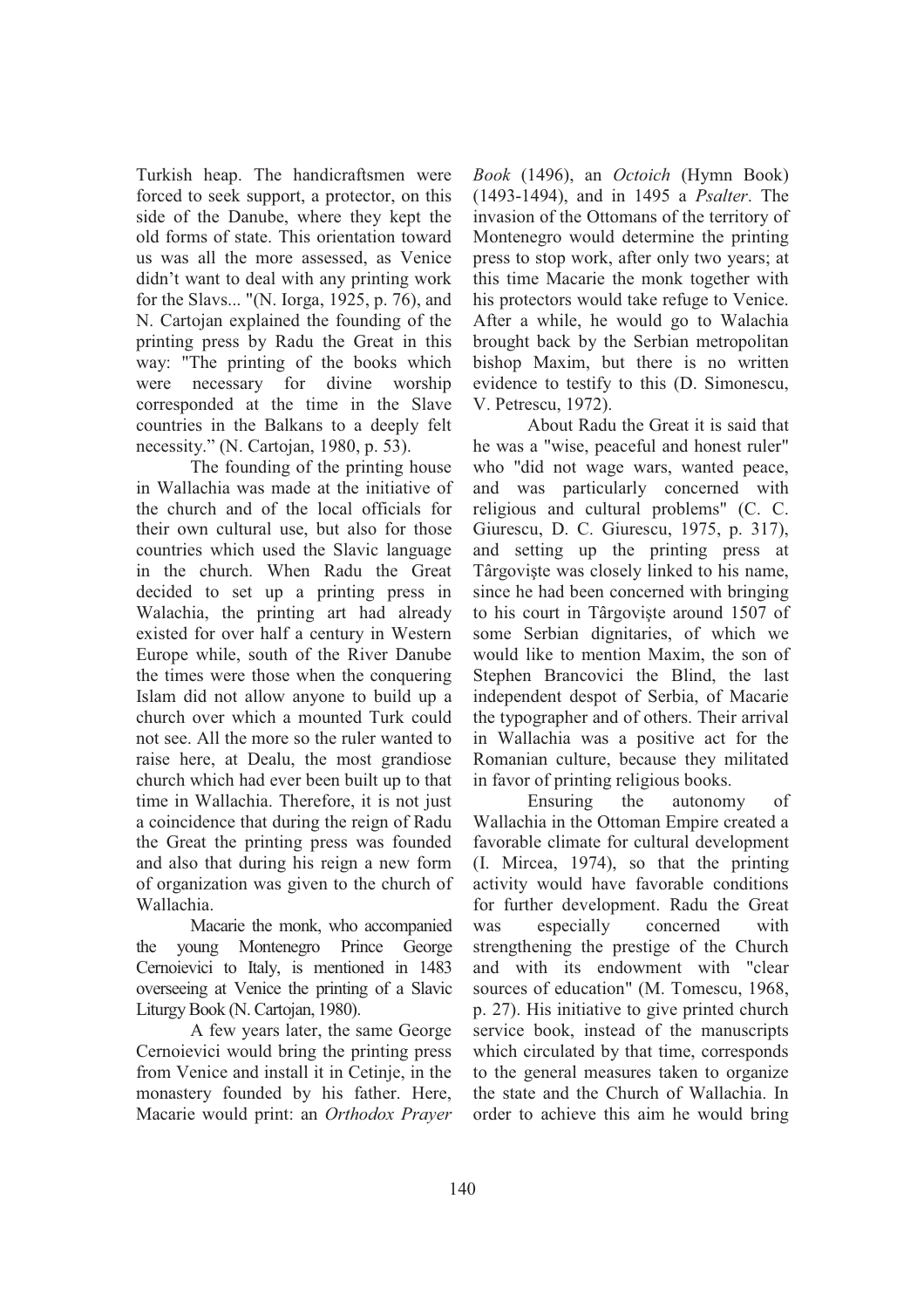Turkish heap. The handicraftsmen were forced to seek support, a protector, on this side of the Danube, where they kept the old forms of state. This orientation toward us was all the more assessed, as Venice didn't want to deal with any printing work for the Slavs... "(N. Iorga, 1925, p. 76), and N. Cartojan explained the founding of the printing press by Radu the Great in this way: "The printing of the books which were necessary for divine worship corresponded at the time in the Slave countries in the Balkans to a deeply felt necessity." (N. Cartojan, 1980, p. 53).

The founding of the printing house in Wallachia was made at the initiative of the church and of the local officials for their own cultural use, but also for those countries which used the Slavic language in the church. When Radu the Great decided to set up a printing press in Walachia, the printing art had already existed for over half a century in Western Europe while, south of the River Danube the times were those when the conquering Islam did not allow anyone to build up a church over which a mounted Turk could not see. All the more so the ruler wanted to raise here, at Dealu, the most grandiose church which had ever been built up to that time in Wallachia. Therefore, it is not just a coincidence that during the reign of Radu the Great the printing press was founded and also that during his reign a new form of organization was given to the church of Wallachia.

Macarie the monk, who accompanied the young Montenegro Prince George Cernoievici to Italy, is mentioned in 1483 overseeing at Venice the printing of a Slavic Liturgy Book (N. Cartojan, 1980).

A few years later, the same George Cernoievici would bring the printing press from Venice and install it in Cetinje, in the monastery founded by his father. Here, Macarie would print: an *Orthodox Prayer Book* (1496), an *Octoich* (Hymn Book) (1493-1494), and in 1495 a *Psalter*. The invasion of the Ottomans of the territory of Montenegro would determine the printing press to stop work, after only two years; at this time Macarie the monk together with his protectors would take refuge to Venice. After a while, he would go to Walachia brought back by the Serbian metropolitan bishop Maxim, but there is no written evidence to testify to this (D. Simonescu, V. Petrescu, 1972).

About Radu the Great it is said that he was a "wise, peaceful and honest ruler" who "did not wage wars, wanted peace, and was particularly concerned with religious and cultural problems" (C. C. Giurescu, D. C. Giurescu, 1975, p. 317), and setting up the printing press at Târgovişte was closely linked to his name, since he had been concerned with bringing to his court in Târgovişte around 1507 of some Serbian dignitaries, of which we would like to mention Maxim, the son of Stephen Brancovici the Blind, the last independent despot of Serbia, of Macarie the typographer and of others. Their arrival in Wallachia was a positive act for the Romanian culture, because they militated in favor of printing religious books.

Ensuring the autonomy of Wallachia in the Ottoman Empire created a favorable climate for cultural development (I. Mircea, 1974), so that the printing activity would have favorable conditions for further development. Radu the Great was especially concerned with strengthening the prestige of the Church and with its endowment with "clear sources of education" (M. Tomescu, 1968, p. 27). His initiative to give printed church service book, instead of the manuscripts which circulated by that time, corresponds to the general measures taken to organize the state and the Church of Wallachia. In order to achieve this aim he would bring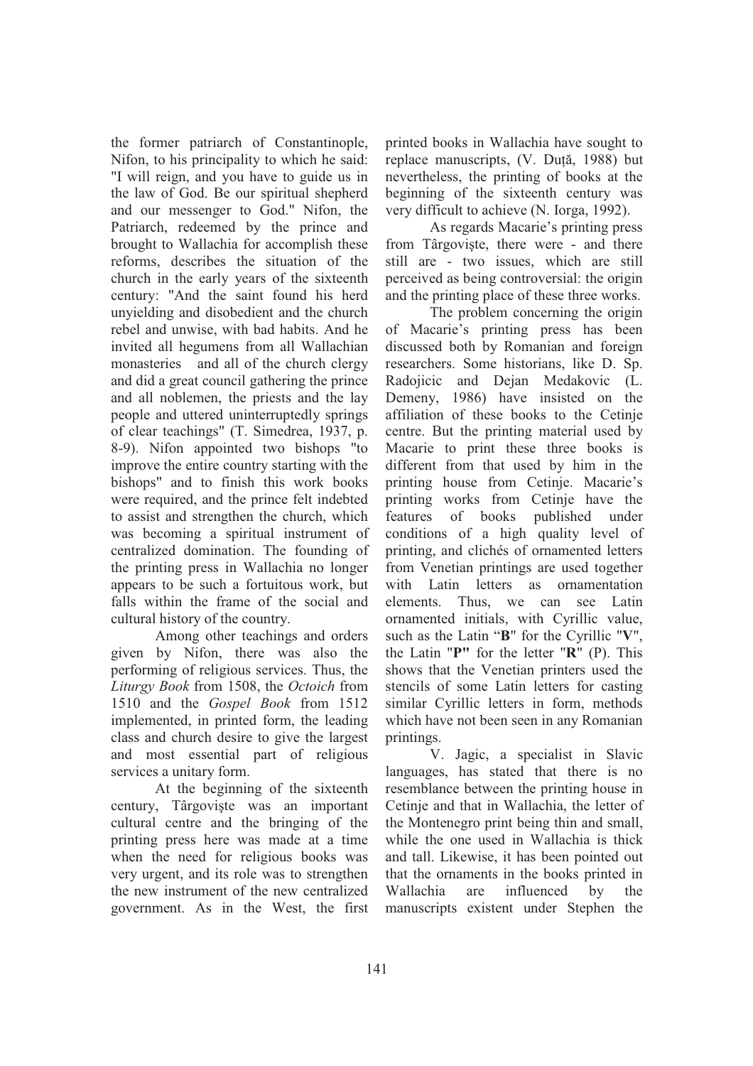the former patriarch of Constantinople, Nifon, to his principality to which he said: "I will reign, and you have to guide us in the law of God. Be our spiritual shepherd and our messenger to God." Nifon, the Patriarch, redeemed by the prince and brought to Wallachia for accomplish these reforms, describes the situation of the church in the early years of the sixteenth century: "And the saint found his herd unyielding and disobedient and the church rebel and unwise, with bad habits. And he invited all hegumens from all Wallachian monasteries and all of the church clergy and did a great council gathering the prince and all noblemen, the priests and the lay people and uttered uninterruptedly springs of clear teachings" (T. Simedrea, 1937, p. 8-9). Nifon appointed two bishops "to improve the entire country starting with the bishops" and to finish this work books were required, and the prince felt indebted to assist and strengthen the church, which was becoming a spiritual instrument of centralized domination. The founding of the printing press in Wallachia no longer appears to be such a fortuitous work, but falls within the frame of the social and cultural history of the country.

Among other teachings and orders given by Nifon, there was also the performing of religious services. Thus, the *Liturgy Book* from 1508, the *Octoich* from 1510 and the *Gospel Book* from 1512 implemented, in printed form, the leading class and church desire to give the largest and most essential part of religious services a unitary form.

At the beginning of the sixteenth century, Târgoviște was an important cultural centre and the bringing of the printing press here was made at a time when the need for religious books was very urgent, and its role was to strengthen the new instrument of the new centralized government. As in the West, the first printed books in Wallachia have sought to replace manuscripts, (V. Duță, 1988) but nevertheless, the printing of books at the beginning of the sixteenth century was very difficult to achieve (N. Iorga, 1992).

As regards Macarie's printing press from Târgoviște, there were - and there still are - two issues, which are still perceived as being controversial: the origin and the printing place of these three works.

The problem concerning the origin of Macarie's printing press has been discussed both by Romanian and foreign researchers. Some historians, like D. Sp. Radojicic and Dejan Medakovic (L. Demeny, 1986) have insisted on the affiliation of these books to the Cetinje centre. But the printing material used by Macarie to print these three books is different from that used by him in the printing house from Cetinje. Macarie's printing works from Cetinje have the features of books published under conditions of a high quality level of printing, and clichés of ornamented letters from Venetian printings are used together with Latin letters as ornamentation elements. Thus, we can see Latin ornamented initials, with Cyrillic value, such as the Latin "**B**" for the Cyrillic "**V**", the Latin "**P"** for the letter "**R**" (P). This shows that the Venetian printers used the stencils of some Latin letters for casting similar Cyrillic letters in form, methods which have not been seen in any Romanian printings.

V. Jagic, a specialist in Slavic languages, has stated that there is no resemblance between the printing house in Cetinje and that in Wallachia, the letter of the Montenegro print being thin and small, while the one used in Wallachia is thick and tall. Likewise, it has been pointed out that the ornaments in the books printed in Wallachia are influenced by the manuscripts existent under Stephen the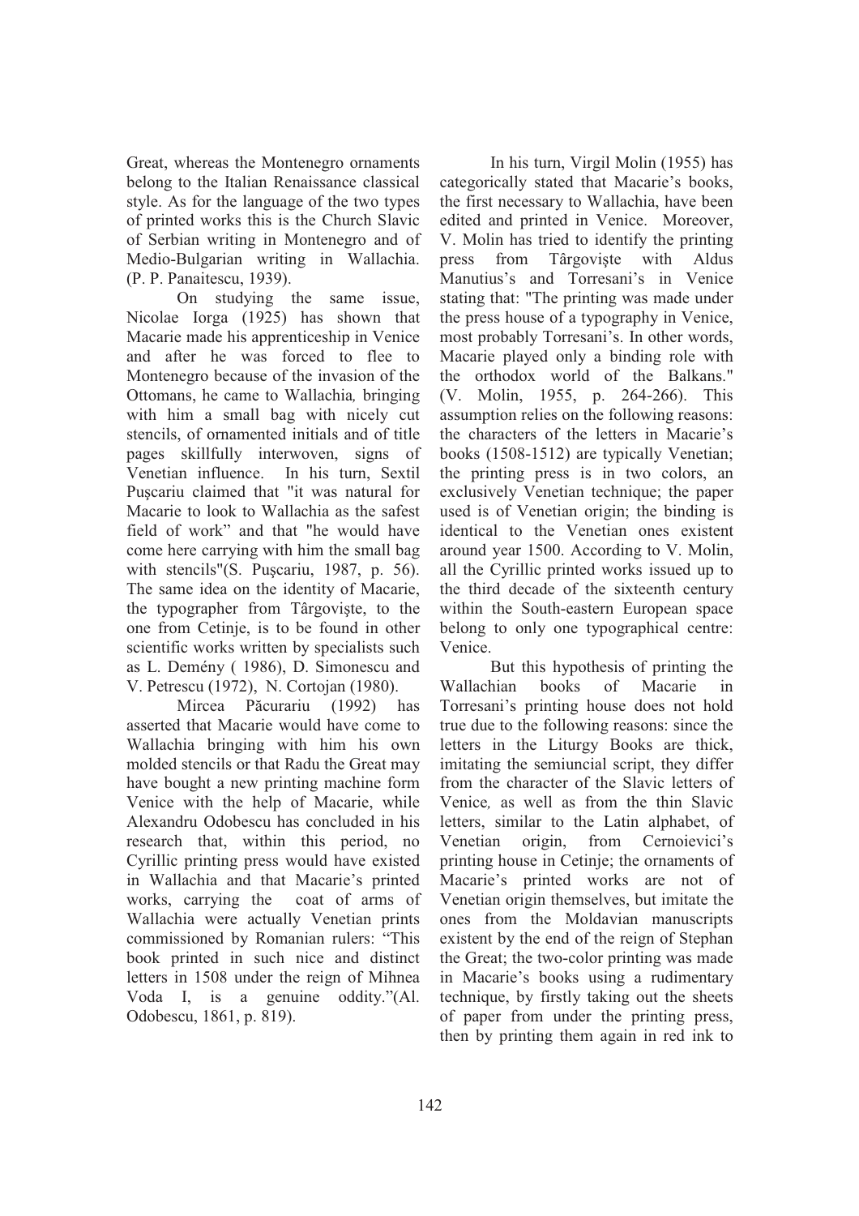Great, whereas the Montenegro ornaments belong to the Italian Renaissance classical style. As for the language of the two types of printed works this is the Church Slavic of Serbian writing in Montenegro and of Medio-Bulgarian writing in Wallachia. (P. P. Panaitescu, 1939).

On studying the same issue, Nicolae Iorga (1925) has shown that Macarie made his apprenticeship in Venice and after he was forced to flee to Montenegro because of the invasion of the Ottomans, he came to Wallachia, bringing with him a small bag with nicely cut stencils, of ornamented initials and of title pages skillfully interwoven, signs of Venetian influence. In his turn, Sextil Puşcariu claimed that "it was natural for Macarie to look to Wallachia as the safest field of work" and that "he would have come here carrying with him the small bag with stencils"(S. Puşcariu, 1987, p. 56). The same idea on the identity of Macarie, the typographer from Târgovişte, to the one from Cetinje, is to be found in other scientific works written by specialists such as L. Demény ( 1986), D. Simonescu and V. Petrescu (1972), N. Cortojan (1980).

Mircea Păcurariu (1992) has asserted that Macarie would have come to Wallachia bringing with him his own molded stencils or that Radu the Great may have bought a new printing machine form Venice with the help of Macarie, while Alexandru Odobescu has concluded in his research that, within this period, no Cyrillic printing press would have existed in Wallachia and that Macarie's printed works, carrying the coat of arms of Wallachia were actually Venetian prints commissioned by Romanian rulers: "This book printed in such nice and distinct letters in 1508 under the reign of Mihnea Voda I, is a genuine oddity."(Al. Odobescu, 1861, p. 819).

In his turn, Virgil Molin (1955) has categorically stated that Macarie's books, the first necessary to Wallachia, have been edited and printed in Venice. Moreover, V. Molin has tried to identify the printing press from Târgovişte with Aldus Manutius's and Torresani's in Venice stating that: "The printing was made under the press house of a typography in Venice, most probably Torresani's. In other words, Macarie played only a binding role with the orthodox world of the Balkans." (V. Molin, 1955, p. 264-266). This assumption relies on the following reasons: the characters of the letters in Macarie's books (1508-1512) are typically Venetian; the printing press is in two colors, an exclusively Venetian technique; the paper used is of Venetian origin; the binding is identical to the Venetian ones existent around year 1500. According to V. Molin, all the Cyrillic printed works issued up to the third decade of the sixteenth century within the South-eastern European space belong to only one typographical centre: Venice.

But this hypothesis of printing the Wallachian books of Macarie in Torresani's printing house does not hold true due to the following reasons: since the letters in the Liturgy Books are thick, imitating the semiuncial script, they differ from the character of the Slavic letters of Venice, as well as from the thin Slavic letters, similar to the Latin alphabet, of Venetian origin, from Cernoievici's printing house in Cetinje; the ornaments of Macarie's printed works are not of Venetian origin themselves, but imitate the ones from the Moldavian manuscripts existent by the end of the reign of Stephan the Great; the two-color printing was made in Macarie's books using a rudimentary technique, by firstly taking out the sheets of paper from under the printing press, then by printing them again in red ink to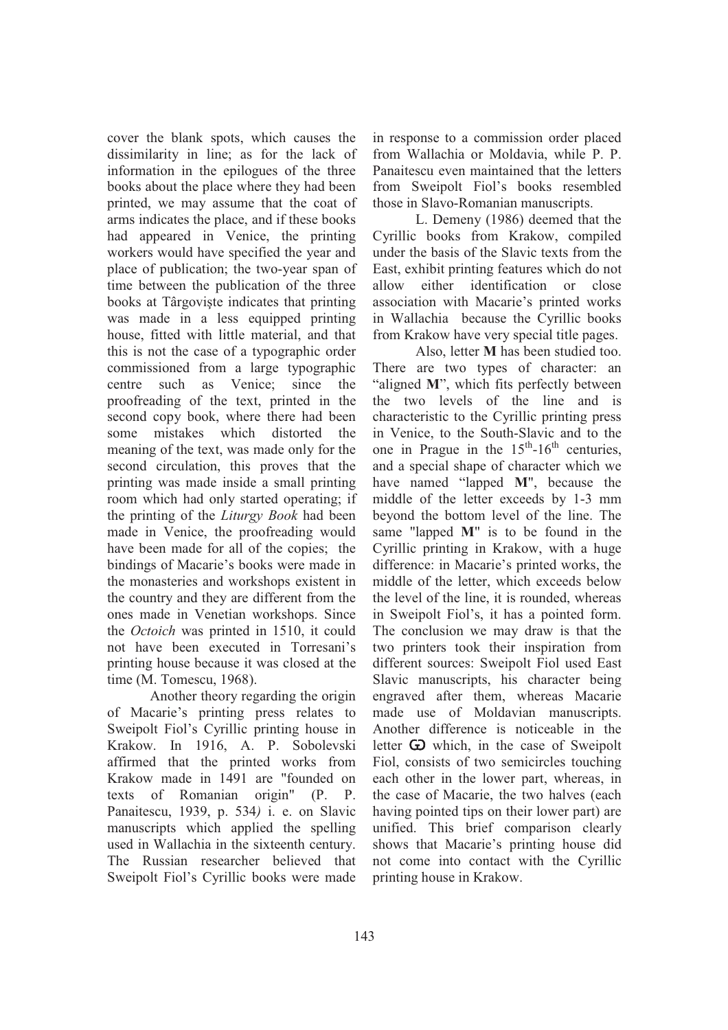cover the blank spots, which causes the dissimilarity in line; as for the lack of information in the epilogues of the three books about the place where they had been printed, we may assume that the coat of arms indicates the place, and if these books had appeared in Venice, the printing workers would have specified the year and place of publication; the two-year span of time between the publication of the three books at Târgoviște indicates that printing was made in a less equipped printing house, fitted with little material, and that this is not the case of a typographic order commissioned from a large typographic centre such as Venice; since the proofreading of the text, printed in the second copy book, where there had been some mistakes which distorted the meaning of the text, was made only for the second circulation, this proves that the printing was made inside a small printing room which had only started operating; if the printing of the *Liturgy Book* had been made in Venice, the proofreading would have been made for all of the copies; the bindings of Macarie's books were made in the monasteries and workshops existent in the country and they are different from the ones made in Venetian workshops. Since the *Octoich* was printed in 1510, it could not have been executed in Torresani's printing house because it was closed at the time (M. Tomescu, 1968).

Another theory regarding the origin of Macarie's printing press relates to Sweipolt Fiol's Cyrillic printing house in Krakow. In 1916, A. P. Sobolevski affirmed that the printed works from Krakow made in 1491 are "founded on texts of Romanian origin" (P. P. Panaitescu, 1939, p. 534*)* i. e. on Slavic manuscripts which applied the spelling used in Wallachia in the sixteenth century. The Russian researcher believed that Sweipolt Fiol's Cyrillic books were made in response to a commission order placed from Wallachia or Moldavia, while P. P. Panaitescu even maintained that the letters from Sweipolt Fiol's books resembled those in Slavo-Romanian manuscripts.

L. Demeny (1986) deemed that the Cyrillic books from Krakow, compiled under the basis of the Slavic texts from the East, exhibit printing features which do not allow either identification or close association with Macarie's printed works in Wallachia because the Cyrillic books from Krakow have very special title pages.

Also, letter **M** has been studied too. There are two types of character: an "aligned **M**", which fits perfectly between the two levels of the line and is characteristic to the Cyrillic printing press in Venice, to the South-Slavic and to the one in Prague in the 15th-16th centuries, and a special shape of character which we have named "lapped **M**", because the middle of the letter exceeds by 1-3 mm beyond the bottom level of the line. The same "lapped **M**" is to be found in the Cyrillic printing in Krakow, with a huge difference: in Macarie's printed works, the middle of the letter, which exceeds below the level of the line, it is rounded, whereas in Sweipolt Fiol's, it has a pointed form. The conclusion we may draw is that the two printers took their inspiration from different sources: Sweipolt Fiol used East Slavic manuscripts, his character being engraved after them, whereas Macarie made use of Moldavian manuscripts. Another difference is noticeable in the letter Ѡ which, in the case of Sweipolt Fiol, consists of two semicircles touching each other in the lower part, whereas, in the case of Macarie, the two halves (each having pointed tips on their lower part) are unified. This brief comparison clearly shows that Macarie's printing house did not come into contact with the Cyrillic printing house in Krakow.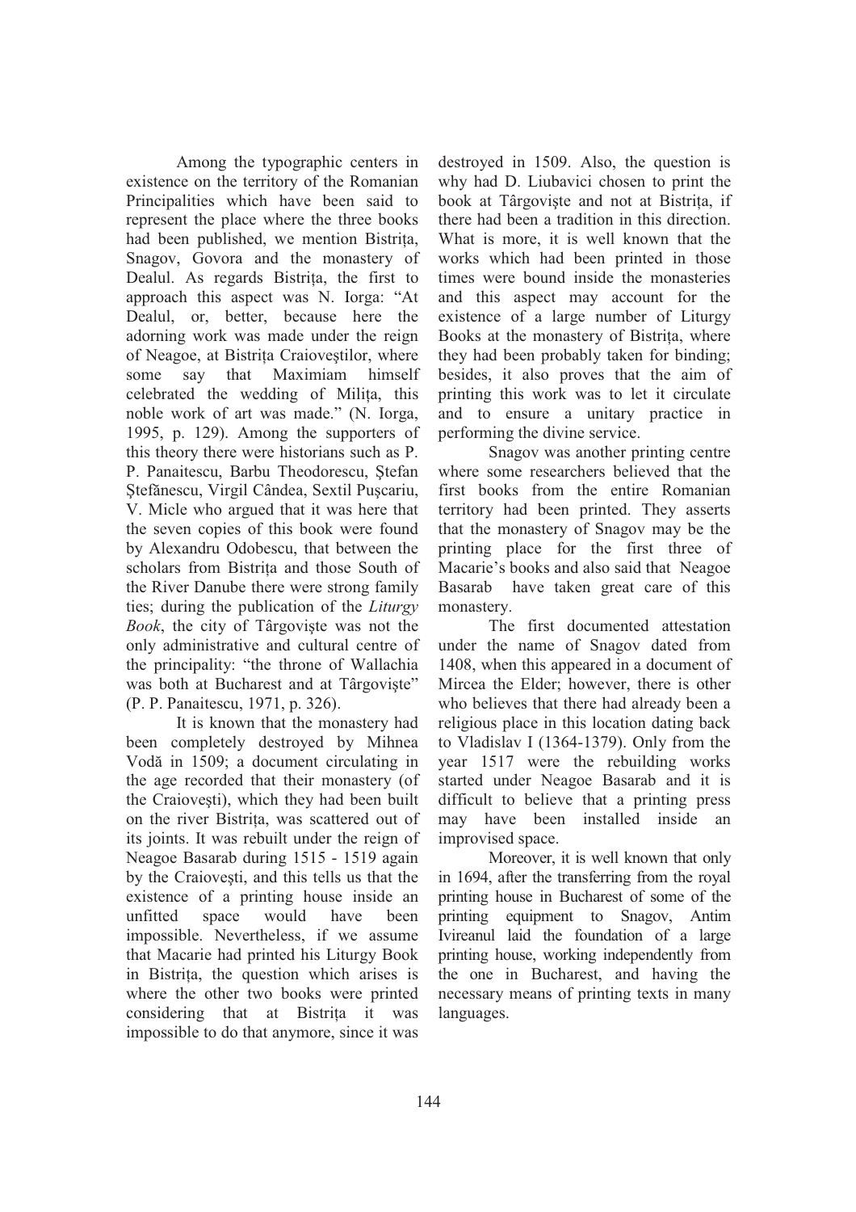Among the typographic centers in existence on the territory of the Romanian Principalities which have been said to represent the place where the three books had been published, we mention Bistrița, Snagov, Govora and the monastery of Dealul. As regards Bistrița, the first to approach this aspect was N. Iorga: "At Dealul, or, better, because here the adorning work was made under the reign of Neagoe, at Bistrița Craioveștilor, where some say that Maximiam himself celebrated the wedding of Milița, this noble work of art was made." (N. Iorga, 1995, p. 129). Among the supporters of this theory there were historians such as P. P. Panaitescu, Barbu Theodorescu, Ștefan Ștefănescu, Virgil Cândea, Sextil Pușcariu, V. Micle who argued that it was here that the seven copies of this book were found by Alexandru Odobescu, that between the scholars from Bistrița and those South of the River Danube there were strong family ties; during the publication of the *Liturgy Book*, the city of Târgoviște was not the only administrative and cultural centre of the principality: "the throne of Wallachia was both at Bucharest and at Târgoviște" (P. P. Panaitescu, 1971, p. 326).

It is known that the monastery had been completely destroyed by Mihnea Vodă in 1509; a document circulating in the age recorded that their monastery (of the Craiovești), which they had been built on the river Bistrița, was scattered out of its joints. It was rebuilt under the reign of Neagoe Basarab during 1515 - 1519 again by the Craiovești, and this tells us that the existence of a printing house inside an unfitted space would have been impossible. Nevertheless, if we assume that Macarie had printed his Liturgy Book in Bistrița, the question which arises is where the other two books were printed considering that at Bistrița it was impossible to do that anymore, since it was destroyed in 1509. Also, the question is why had D. Liubavici chosen to print the book at Târgoviște and not at Bistrița, if there had been a tradition in this direction. What is more, it is well known that the works which had been printed in those times were bound inside the monasteries and this aspect may account for the existence of a large number of Liturgy Books at the monastery of Bistrița, where they had been probably taken for binding; besides, it also proves that the aim of printing this work was to let it circulate and to ensure a unitary practice in performing the divine service.

Snagov was another printing centre where some researchers believed that the first books from the entire Romanian territory had been printed. They asserts that the monastery of Snagov may be the printing place for the first three of Macarie's books and also said that Neagoe Basarab have taken great care of this monastery.

The first documented attestation under the name of Snagov dated from 1408, when this appeared in a document of Mircea the Elder; however, there is other who believes that there had already been a religious place in this location dating back to Vladislav I (1364-1379). Only from the year 1517 were the rebuilding works started under Neagoe Basarab and it is difficult to believe that a printing press may have been installed inside an improvised space.

Moreover, it is well known that only in 1694, after the transferring from the royal printing house in Bucharest of some of the printing equipment to Snagov, Antim Ivireanul laid the foundation of a large printing house, working independently from the one in Bucharest, and having the necessary means of printing texts in many languages.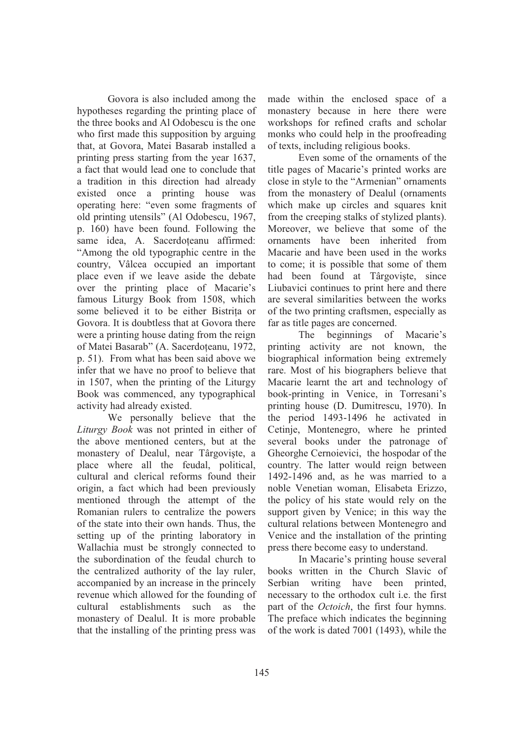Govora is also included among the hypotheses regarding the printing place of the three books and Al Odobescu is the one who first made this supposition by arguing that, at Govora, Matei Basarab installed a printing press starting from the year 1637, a fact that would lead one to conclude that a tradition in this direction had already existed once a printing house was operating here: "even some fragments of old printing utensils" (Al Odobescu, 1967, p. 160) have been found. Following the same idea, A. Sacerdoțeanu affirmed: "Among the old typographic centre in the country, Vâlcea occupied an important place even if we leave aside the debate over the printing place of Macarie's famous Liturgy Book from 1508, which some believed it to be either Bistrița or Govora. It is doubtless that at Govora there were a printing house dating from the reign of Matei Basarab" (A. Sacerdoțeanu, 1972, p. 51). From what has been said above we infer that we have no proof to believe that in 1507, when the printing of the Liturgy Book was commenced, any typographical activity had already existed.

We personally believe that the *Liturgy Book* was not printed in either of the above mentioned centers, but at the monastery of Dealul, near Târgoviște, a place where all the feudal, political, cultural and clerical reforms found their origin, a fact which had been previously mentioned through the attempt of the Romanian rulers to centralize the powers of the state into their own hands. Thus, the setting up of the printing laboratory in Wallachia must be strongly connected to the subordination of the feudal church to the centralized authority of the lay ruler, accompanied by an increase in the princely revenue which allowed for the founding of cultural establishments such as the monastery of Dealul. It is more probable that the installing of the printing press was made within the enclosed space of a monastery because in here there were workshops for refined crafts and scholar monks who could help in the proofreading of texts, including religious books.

Even some of the ornaments of the title pages of Macarie's printed works are close in style to the "Armenian" ornaments from the monastery of Dealul (ornaments which make up circles and squares knit from the creeping stalks of stylized plants). Moreover, we believe that some of the ornaments have been inherited from Macarie and have been used in the works to come; it is possible that some of them had been found at Târgoviște, since Liubavici continues to print here and there are several similarities between the works of the two printing craftsmen, especially as far as title pages are concerned.

The beginnings of Macarie's printing activity are not known, the biographical information being extremely rare. Most of his biographers believe that Macarie learnt the art and technology of book-printing in Venice, in Torresani's printing house (D. Dumitrescu, 1970). In the period 1493-1496 he activated in Cetinje, Montenegro, where he printed several books under the patronage of Gheorghe Cernoievici, the hospodar of the country. The latter would reign between 1492-1496 and, as he was married to a noble Venetian woman, Elisabeta Erizzo, the policy of his state would rely on the support given by Venice; in this way the cultural relations between Montenegro and Venice and the installation of the printing press there become easy to understand.

In Macarie's printing house several books written in the Church Slavic of Serbian writing have been printed, necessary to the orthodox cult i.e. the first part of the *Octoich*, the first four hymns. The preface which indicates the beginning of the work is dated 7001 (1493), while the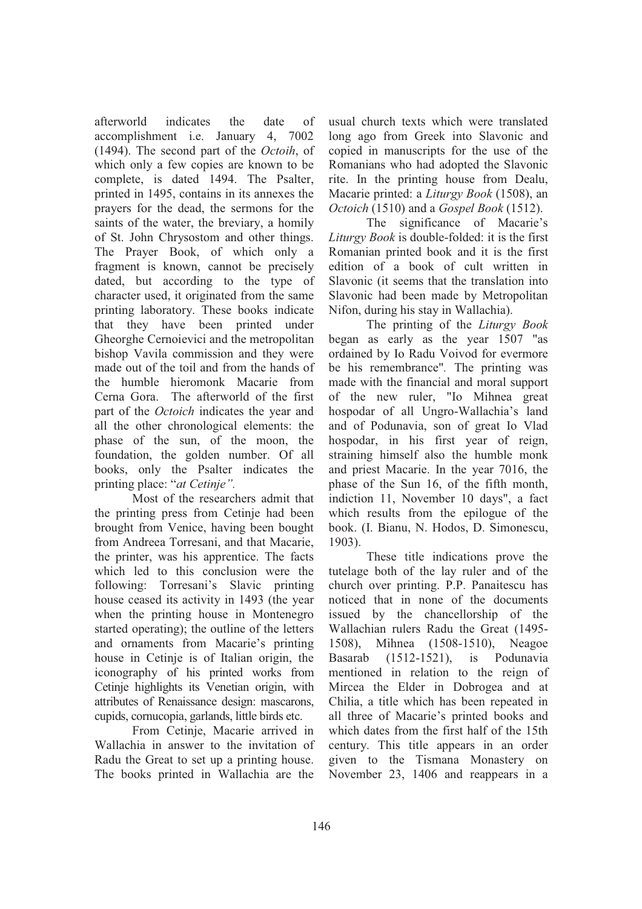afterworld indicates the date of accomplishment i.e. January 4, 7002 (1494). The second part of the *Octoih*, of which only a few copies are known to be complete, is dated 1494. The Psalter, printed in 1495, contains in its annexes the prayers for the dead, the sermons for the saints of the water, the breviary, a homily of St. John Chrysostom and other things. The Prayer Book, of which only a fragment is known, cannot be precisely dated, but according to the type of character used, it originated from the same printing laboratory. These books indicate that they have been printed under Gheorghe Cernoievici and the metropolitan bishop Vavila commission and they were made out of the toil and from the hands of the humble hieromonk Macarie from Cerna Gora. The afterworld of the first part of the *Octoich* indicates the year and all the other chronological elements: the phase of the sun, of the moon, the foundation, the golden number. Of all books, only the Psalter indicates the printing place: "*at Cetinje".*

Most of the researchers admit that the printing press from Cetinje had been brought from Venice, having been bought from Andreea Torresani, and that Macarie, the printer, was his apprentice. The facts which led to this conclusion were the following: Torresani's Slavic printing house ceased its activity in 1493 (the year when the printing house in Montenegro started operating); the outline of the letters and ornaments from Macarie's printing house in Cetinje is of Italian origin, the iconography of his printed works from Cetinje highlights its Venetian origin, with attributes of Renaissance design: mascarons, cupids, cornucopia, garlands, little birds etc.

From Cetinje, Macarie arrived in Wallachia in answer to the invitation of Radu the Great to set up a printing house. The books printed in Wallachia are the usual church texts which were translated long ago from Greek into Slavonic and copied in manuscripts for the use of the Romanians who had adopted the Slavonic rite. In the printing house from Dealu, Macarie printed: a *Liturgy Book* (1508), an *Octoich* (1510) and a *Gospel Book* (1512).

The significance of Macarie's *Liturgy Book* is double-folded: it is the first Romanian printed book and it is the first edition of a book of cult written in Slavonic (it seems that the translation into Slavonic had been made by Metropolitan Nifon, during his stay in Wallachia).

The printing of the *Liturgy Book* began as early as the year 1507 "as ordained by Io Radu Voivod for evermore be his remembrance". The printing was made with the financial and moral support of the new ruler, "Io Mihnea great hospodar of all Ungro-Wallachia's land and of Podunavia, son of great Io Vlad hospodar, in his first year of reign, straining himself also the humble monk and priest Macarie. In the year 7016, the phase of the Sun 16, of the fifth month, indiction 11, November 10 days", a fact which results from the epilogue of the book. (I. Bianu, N. Hodos, D. Simonescu, 1903).

These title indications prove the tutelage both of the lay ruler and of the church over printing. P.P. Panaitescu has noticed that in none of the documents issued by the chancellorship of the Wallachian rulers Radu the Great (1495-1508), Mihnea (1508-1510), Neagoe Basarab (1512-1521), is Podunavia mentioned in relation to the reign of Mircea the Elder in Dobrogea and at Chilia, a title which has been repeated in all three of Macarie's printed books and which dates from the first half of the 15th century. This title appears in an order given to the Tismana Monastery on November 23, 1406 and reappears in a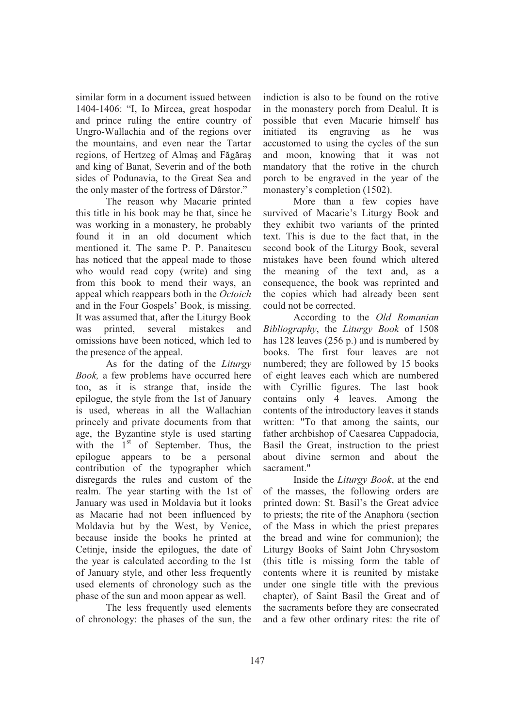similar form in a document issued between 1404-1406: "I, Io Mircea, great hospodar and prince ruling the entire country of Ungro-Wallachia and of the regions over the mountains, and even near the Tartar regions, of Hertzeg of Almaş and Făgăraş and king of Banat, Severin and of the both sides of Podunavia, to the Great Sea and the only master of the fortress of Dârstor."

The reason why Macarie printed this title in his book may be that, since he was working in a monastery, he probably found it in an old document which mentioned it. The same P. P. Panaitescu has noticed that the appeal made to those who would read copy (write) and sing from this book to mend their ways, an appeal which reappears both in the *Octoich* and in the Four Gospels' Book, is missing. It was assumed that, after the Liturgy Book was printed, several mistakes and omissions have been noticed, which led to the presence of the appeal.

As for the dating of the *Liturgy Book,* a few problems have occurred here too, as it is strange that, inside the epilogue, the style from the 1st of January is used, whereas in all the Wallachian princely and private documents from that age, the Byzantine style is used starting with the 1st of September. Thus, the epilogue appears to be a personal contribution of the typographer which disregards the rules and custom of the realm. The year starting with the 1st of January was used in Moldavia but it looks as Macarie had not been influenced by Moldavia but by the West, by Venice, because inside the books he printed at Cetinje, inside the epilogues, the date of the year is calculated according to the 1st of January style, and other less frequently used elements of chronology such as the phase of the sun and moon appear as well.

The less frequently used elements of chronology: the phases of the sun, the indiction is also to be found on the rotive in the monastery porch from Dealul. It is possible that even Macarie himself has initiated its engraving as he was accustomed to using the cycles of the sun and moon, knowing that it was not mandatory that the rotive in the church porch to be engraved in the year of the monastery's completion (1502).

More than a few copies have survived of Macarie's Liturgy Book and they exhibit two variants of the printed text. This is due to the fact that, in the second book of the Liturgy Book, several mistakes have been found which altered the meaning of the text and, as a consequence, the book was reprinted and the copies which had already been sent could not be corrected.

According to the *Old Romanian Bibliography*, the *Liturgy Book* of 1508 has 128 leaves (256 p.) and is numbered by books. The first four leaves are not numbered; they are followed by 15 books of eight leaves each which are numbered with Cyrillic figures. The last book contains only 4 leaves. Among the contents of the introductory leaves it stands written: "To that among the saints, our father archbishop of Caesarea Cappadocia, Basil the Great, instruction to the priest about divine sermon and about the sacrament."

Inside the *Liturgy Book*, at the end of the masses, the following orders are printed down: St. Basil's the Great advice to priests; the rite of the Anaphora (section of the Mass in which the priest prepares the bread and wine for communion); the Liturgy Books of Saint John Chrysostom (this title is missing form the table of contents where it is reunited by mistake under one single title with the previous chapter), of Saint Basil the Great and of the sacraments before they are consecrated and a few other ordinary rites: the rite of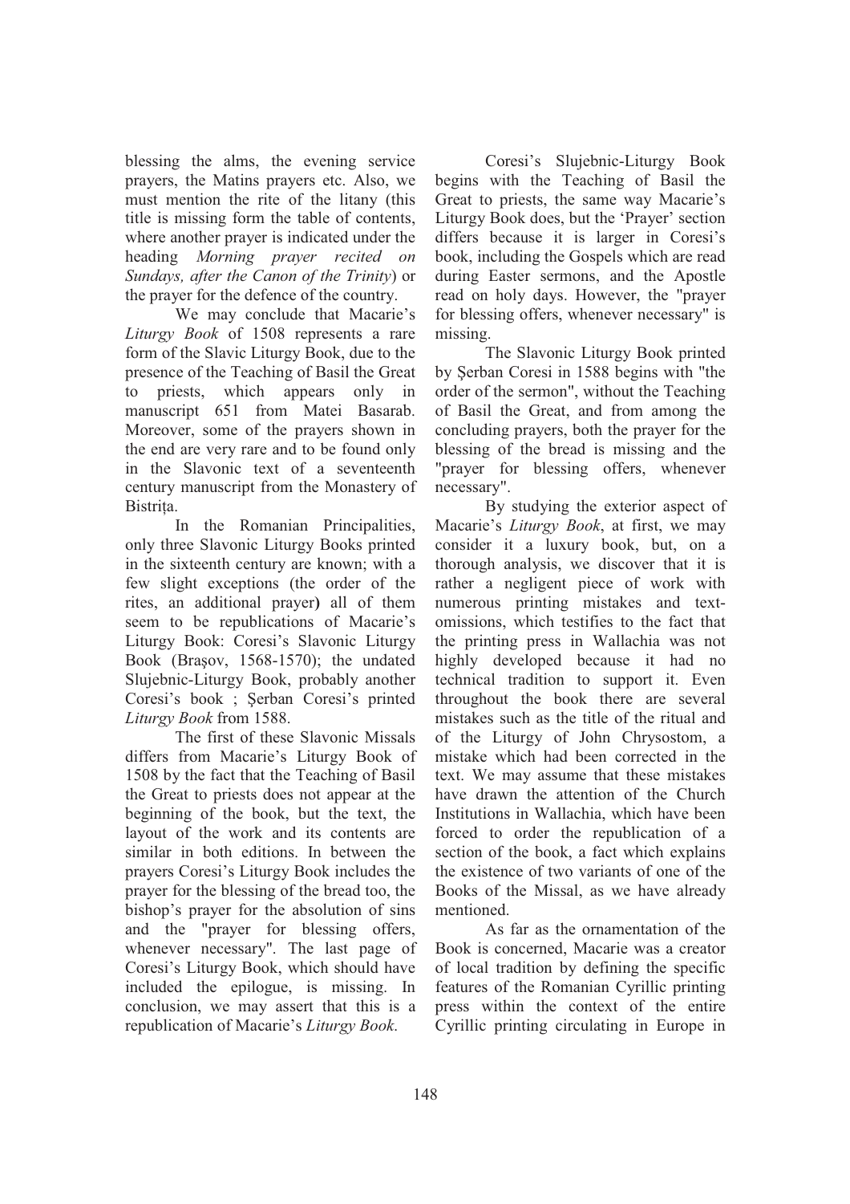blessing the alms, the evening service prayers, the Matins prayers etc. Also, we must mention the rite of the litany (this title is missing form the table of contents, where another prayer is indicated under the heading *Morning prayer recited on Sundays, after the Canon of the Trinity*) or the prayer for the defence of the country.

We may conclude that Macarie's *Liturgy Book* of 1508 represents a rare form of the Slavic Liturgy Book, due to the presence of the Teaching of Basil the Great to priests, which appears only in manuscript 651 from Matei Basarab. Moreover, some of the prayers shown in the end are very rare and to be found only in the Slavonic text of a seventeenth century manuscript from the Monastery of Bistrița.

In the Romanian Principalities, only three Slavonic Liturgy Books printed in the sixteenth century are known; with a few slight exceptions (the order of the rites, an additional prayer**)** all of them seem to be republications of Macarie's Liturgy Book: Coresi's Slavonic Liturgy Book (Brașov, 1568-1570); the undated Slujebnic-Liturgy Book, probably another Coresi's book ; Șerban Coresi's printed *Liturgy Book* from 1588.

The first of these Slavonic Missals differs from Macarie's Liturgy Book of 1508 by the fact that the Teaching of Basil the Great to priests does not appear at the beginning of the book, but the text, the layout of the work and its contents are similar in both editions. In between the prayers Coresi's Liturgy Book includes the prayer for the blessing of the bread too, the bishop's prayer for the absolution of sins and the "prayer for blessing offers, whenever necessary". The last page of Coresi's Liturgy Book, which should have included the epilogue, is missing. In conclusion, we may assert that this is a republication of Macarie's *Liturgy Book.*

Coresi's Slujebnic-Liturgy Book begins with the Teaching of Basil the Great to priests, the same way Macarie's Liturgy Book does, but the 'Prayer' section differs because it is larger in Coresi's book, including the Gospels which are read during Easter sermons, and the Apostle read on holy days. However, the "prayer for blessing offers, whenever necessary" is missing.

The Slavonic Liturgy Book printed by Șerban Coresi in 1588 begins with "the order of the sermon", without the Teaching of Basil the Great, and from among the concluding prayers, both the prayer for the blessing of the bread is missing and the "prayer for blessing offers, whenever necessary".

By studying the exterior aspect of Macarie's *Liturgy Book*, at first, we may consider it a luxury book, but, on a thorough analysis, we discover that it is rather a negligent piece of work with numerous printing mistakes and text-omissions, which testifies to the fact that the printing press in Wallachia was not highly developed because it had no technical tradition to support it. Even throughout the book there are several mistakes such as the title of the ritual and of the Liturgy of John Chrysostom, a mistake which had been corrected in the text. We may assume that these mistakes have drawn the attention of the Church Institutions in Wallachia, which have been forced to order the republication of a section of the book, a fact which explains the existence of two variants of one of the Books of the Missal, as we have already mentioned.

As far as the ornamentation of the Book is concerned, Macarie was a creator of local tradition by defining the specific features of the Romanian Cyrillic printing press within the context of the entire Cyrillic printing circulating in Europe in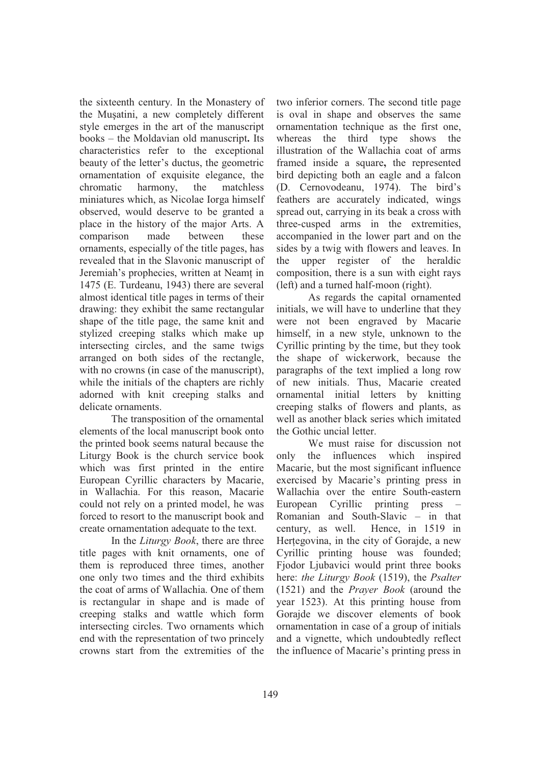the sixteenth century. In the Monastery of the Mușatini, a new completely different style emerges in the art of the manuscript books – the Moldavian old manuscript**.** Its characteristics refer to the exceptional beauty of the letter's ductus, the geometric ornamentation of exquisite elegance, the chromatic harmony, the matchless miniatures which, as Nicolae Iorga himself observed, would deserve to be granted a place in the history of the major Arts. A comparison made between these ornaments, especially of the title pages, has revealed that in the Slavonic manuscript of Jeremiah's prophecies, written at Neamț in 1475 (E. Turdeanu, 1943) there are several almost identical title pages in terms of their drawing: they exhibit the same rectangular shape of the title page, the same knit and stylized creeping stalks which make up intersecting circles, and the same twigs arranged on both sides of the rectangle, with no crowns (in case of the manuscript), while the initials of the chapters are richly adorned with knit creeping stalks and delicate ornaments.

The transposition of the ornamental elements of the local manuscript book onto the printed book seems natural because the Liturgy Book is the church service book which was first printed in the entire European Cyrillic characters by Macarie, in Wallachia. For this reason, Macarie could not rely on a printed model, he was forced to resort to the manuscript book and create ornamentation adequate to the text.

In the *Liturgy Book*, there are three title pages with knit ornaments, one of them is reproduced three times, another one only two times and the third exhibits the coat of arms of Wallachia. One of them is rectangular in shape and is made of creeping stalks and wattle which form intersecting circles. Two ornaments which end with the representation of two princely crowns start from the extremities of the two inferior corners. The second title page is oval in shape and observes the same ornamentation technique as the first one, whereas the third type shows the illustration of the Wallachia coat of arms framed inside a square**,** the represented bird depicting both an eagle and a falcon (D. Cernovodeanu, 1974). The bird's feathers are accurately indicated, wings spread out, carrying in its beak a cross with three-cusped arms in the extremities, accompanied in the lower part and on the sides by a twig with flowers and leaves. In the upper register of the heraldic composition, there is a sun with eight rays (left) and a turned half-moon (right).

As regards the capital ornamented initials, we will have to underline that they were not been engraved by Macarie himself, in a new style, unknown to the Cyrillic printing by the time, but they took the shape of wickerwork, because the paragraphs of the text implied a long row of new initials. Thus, Macarie created ornamental initial letters by knitting creeping stalks of flowers and plants, as well as another black series which imitated the Gothic uncial letter.

We must raise for discussion not only the influences which inspired Macarie, but the most significant influence exercised by Macarie's printing press in Wallachia over the entire South-eastern European Cyrillic printing press – Romanian and South-Slavic – in that century, as well. Hence, in 1519 in Herțegovina, in the city of Gorajde, a new Cyrillic printing house was founded; Fjodor Ljubavici would print three books here: *the Liturgy Book* (1519), the *Psalter* (1521) and the *Prayer Book* (around the year 1523). At this printing house from Gorajde we discover elements of book ornamentation in case of a group of initials and a vignette, which undoubtedly reflect the influence of Macarie's printing press in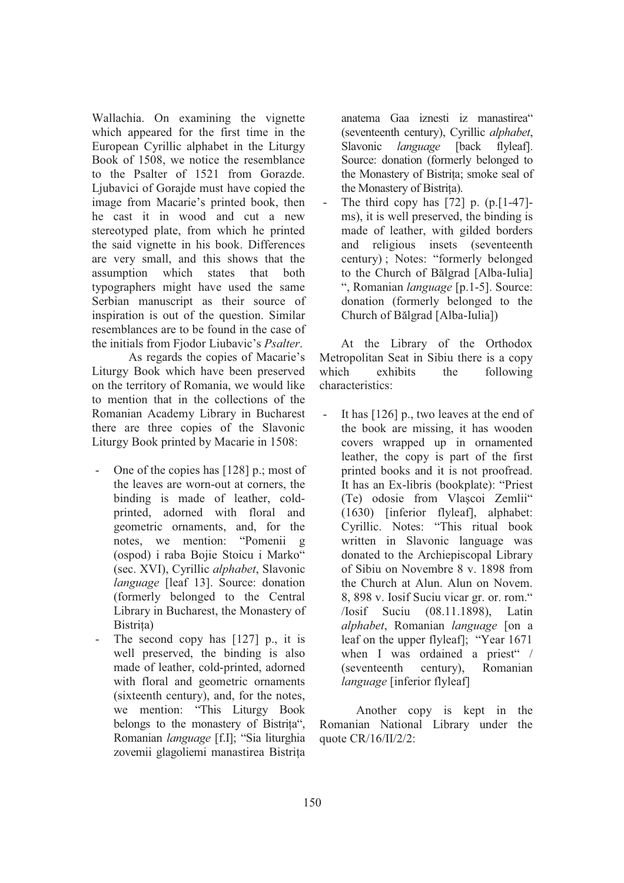Wallachia. On examining the vignette which appeared for the first time in the European Cyrillic alphabet in the Liturgy Book of 1508, we notice the resemblance to the Psalter of 1521 from Gorazde. Ljubavici of Gorajde must have copied the image from Macarie's printed book, then he cast it in wood and cut a new stereotyped plate, from which he printed the said vignette in his book. Differences are very small, and this shows that the assumption which states that both typographers might have used the same Serbian manuscript as their source of inspiration is out of the question. Similar resemblances are to be found in the case of the initials from Fjodor Liubavic's *Psalter*.

As regards the copies of Macarie's Liturgy Book which have been preserved on the territory of Romania, we would like to mention that in the collections of the Romanian Academy Library in Bucharest there are three copies of the Slavonic Liturgy Book printed by Macarie in 1508:

- One of the copies has [128] p.; most of the leaves are worn-out at corners, the binding is made of leather, cold-printed, adorned with floral and geometric ornaments, and, for the notes, we mention: "Pomenii g (ospod) i raba Bojie Stoicu i Marko" (sec. XVI), Cyrillic *alphabet*, Slavonic *language* [leaf 13]. Source: donation (formerly belonged to the Central Library in Bucharest, the Monastery of Bistrița)
- The second copy has [127] p., it is well preserved, the binding is also made of leather, cold-printed, adorned with floral and geometric ornaments (sixteenth century), and, for the notes, we mention: "This Liturgy Book belongs to the monastery of Bistrița", Romanian *language* [f.I]; "Sia liturghia zovemii glagoliemi manastirea Bistrița anatema Gaa iznesti iz manastirea" (seventeenth century), Cyrillic *alphabet*, Slavonic *language* [back flyleaf]. Source: donation (formerly belonged to the Monastery of Bistrița; smoke seal of the Monastery of Bistrița).
- The third copy has [72] p. (p.[1-47]-ms), it is well preserved, the binding is made of leather, with gilded borders and religious insets (seventeenth century) ; Notes: "formerly belonged to the Church of Bălgrad [Alba-Iulia] ", Romanian *language* [p.1-5]. Source: donation (formerly belonged to the Church of Bălgrad [Alba-Iulia])

At the Library of the Orthodox Metropolitan Seat in Sibiu there is a copy which exhibits the following characteristics:

- It has [126] p., two leaves at the end of the book are missing, it has wooden covers wrapped up in ornamented leather, the copy is part of the first printed books and it is not proofread. It has an Ex-libris (bookplate): "Priest (Te) odosie from Vlașcoi Zemlii" (1630) [inferior flyleaf], alphabet: Cyrillic. Notes: "This ritual book written in Slavonic language was donated to the Archiepiscopal Library of Sibiu on Novembre 8 v. 1898 from the Church at Alun. Alun on Novem. 8, 898 v. Iosif Suciu vicar gr. or. rom." /Iosif Suciu (08.11.1898), Latin *alphabet*, Romanian *language* [on a leaf on the upper flyleaf]; "Year 1671 when I was ordained a priest" / (seventeenth century), Romanian *language* [inferior flyleaf]

Another copy is kept in the Romanian National Library under the quote CR/16/II/2/2: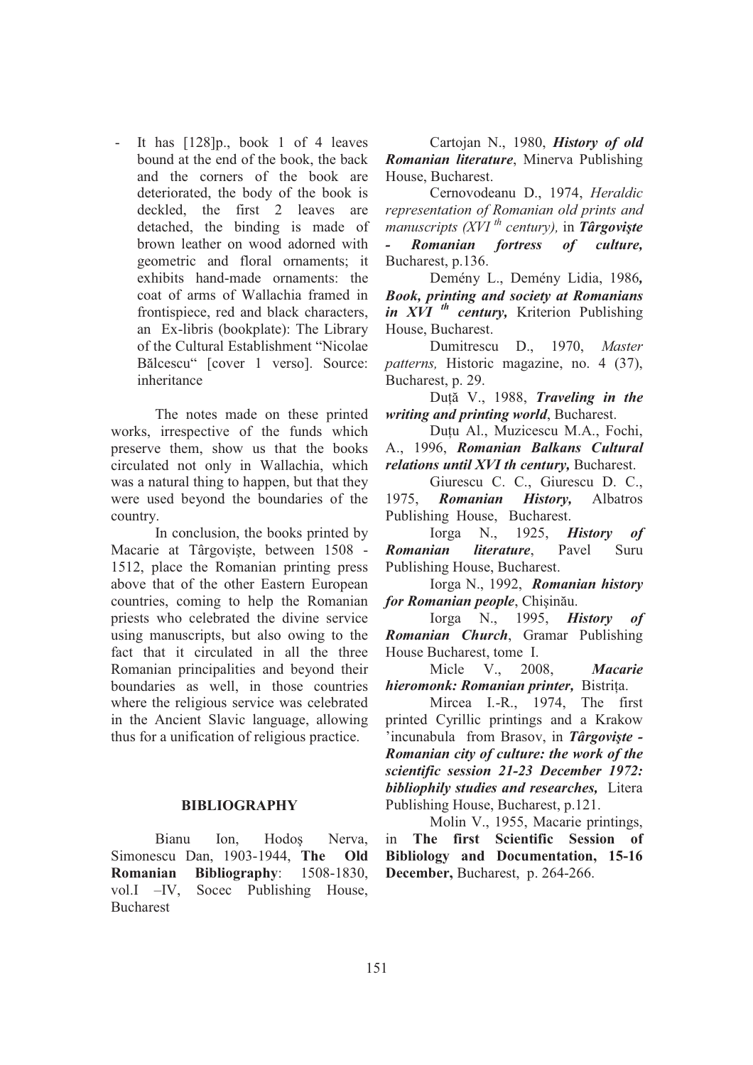- It has [128]p., book 1 of 4 leaves bound at the end of the book, the back and the corners of the book are deteriorated, the body of the book is deckled, the first 2 leaves are detached, the binding is made of brown leather on wood adorned with geometric and floral ornaments; it exhibits hand-made ornaments: the coat of arms of Wallachia framed in frontispiece, red and black characters, an Ex-libris (bookplate): The Library of the Cultural Establishment "Nicolae Bălcescu" [cover 1 verso]. Source: inheritance

The notes made on these printed works, irrespective of the funds which preserve them, show us that the books circulated not only in Wallachia, which was a natural thing to happen, but that they were used beyond the boundaries of the country.

In conclusion, the books printed by Macarie at Târgovişte, between 1508 - 1512, place the Romanian printing press above that of the other Eastern European countries, coming to help the Romanian priests who celebrated the divine service using manuscripts, but also owing to the fact that it circulated in all the three Romanian principalities and beyond their boundaries as well, in those countries where the religious service was celebrated in the Ancient Slavic language, allowing thus for a unification of religious practice.

## BIBLIOGRAPHY

Bianu Ion, Hodoş Nerva, Simonescu Dan, 1903-1944, **The Old Romanian Bibliography**: 1508-1830, vol.I –IV, Socec Publishing House, Bucharest

Cartojan N., 1980, ***History of old Romanian literature***, Minerva Publishing House, Bucharest.

Cernovodeanu D., 1974, *Heraldic representation of Romanian old prints and manuscripts (XVI th century),* in ***Târgovişte - Romanian fortress of culture,*** Bucharest, p.136.

Demény L., Demény Lidia, 1986, ***Book, printing and society at Romanians in XVI th century,*** Kriterion Publishing House, Bucharest.

Dumitrescu D., 1970, *Master patterns,* Historic magazine, no. 4 (37), Bucharest, p. 29.

Duţă V., 1988, ***Traveling in the writing and printing world***, Bucharest.

Duţu Al., Muzicescu M.A., Fochi, A., 1996, ***Romanian Balkans Cultural relations until XVI th century,*** Bucharest.

Giurescu C. C., Giurescu D. C., 1975, ***Romanian History,*** Albatros Publishing House, Bucharest.

Iorga N., 1925, ***History of Romanian literature***, Pavel Suru Publishing House, Bucharest.

Iorga N., 1992, ***Romanian history for Romanian people***, Chişinău.

Iorga N., 1995, ***History of Romanian Church***, Gramar Publishing House Bucharest, tome I.

Micle V., 2008, ***Macarie hieromonk: Romanian printer,*** Bistriţa.

Mircea I.-R., 1974, The first printed Cyrillic printings and a Krakow 'incunabula from Brasov, in ***Târgovişte - Romanian city of culture: the work of the scientific session 21-23 December 1972: bibliophily studies and researches,*** Litera Publishing House, Bucharest, p.121.

Molin V., 1955, Macarie printings, in **The first Scientific Session of Bibliology and Documentation, 15-16 December,** Bucharest, p. 264-266.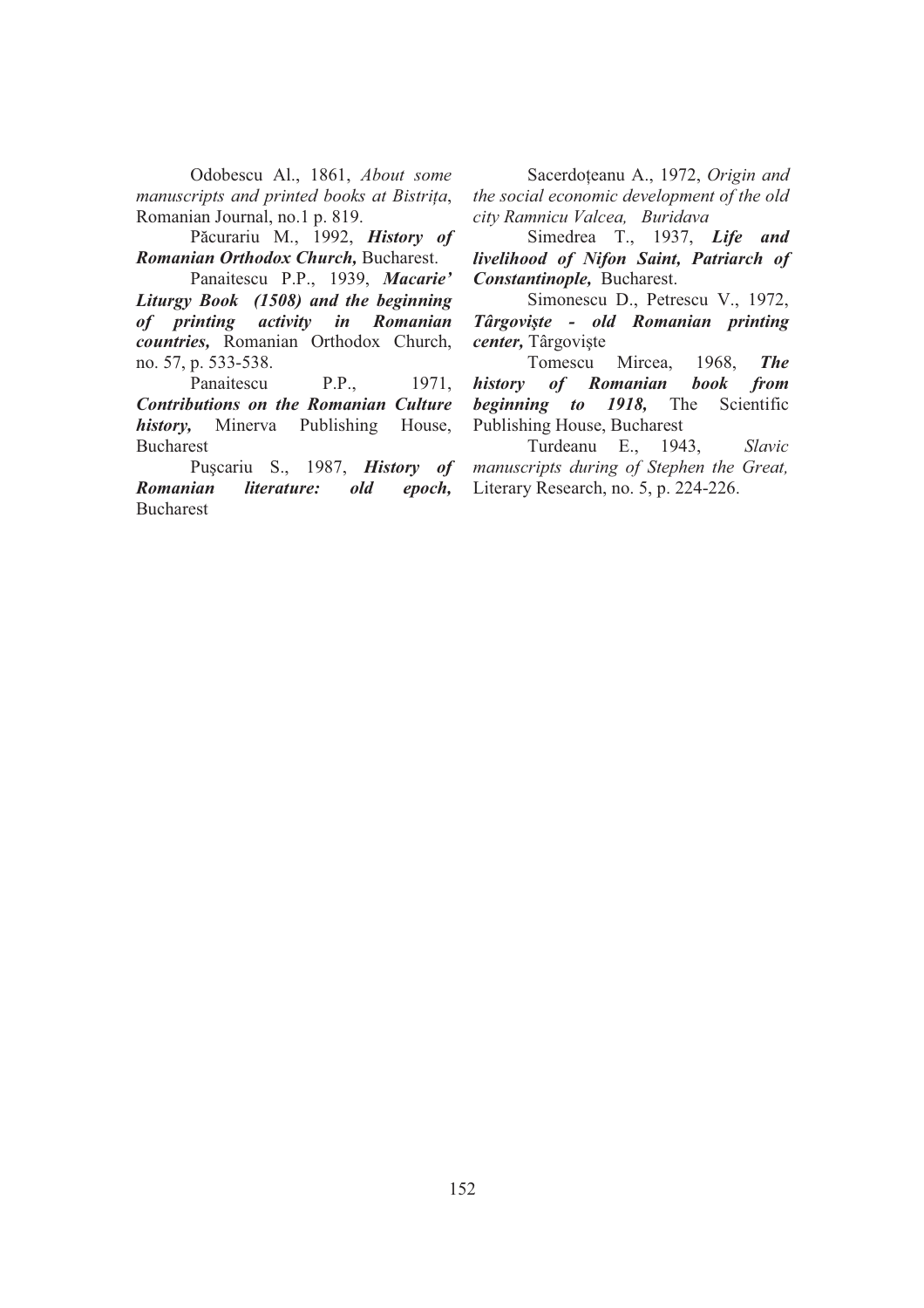Odobescu Al., 1861, *About some manuscripts and printed books at Bistrița*, Romanian Journal, no.1 p. 819.

Păcurariu M., 1992, ***History of Romanian Orthodox Church,*** Bucharest.

Panaitescu P.P., 1939, ***Macarie' Liturgy Book (1508) and the beginning of printing activity in Romanian countries,*** Romanian Orthodox Church, no. 57, p. 533-538.

Panaitescu P.P., 1971, ***Contributions on the Romanian Culture history,*** Minerva Publishing House, Bucharest

Pușcariu S., 1987, ***History of Romanian literature: old epoch,*** Bucharest

Sacerdoțeanu A., 1972, *Origin and the social economic development of the old city Ramnicu Valcea, Buridava*

Simedrea T., 1937, ***Life and livelihood of Nifon Saint, Patriarch of Constantinople,*** Bucharest.

Simonescu D., Petrescu V., 1972, ***Târgoviște - old Romanian printing center,*** Târgoviște

Tomescu Mircea, 1968, ***The history of Romanian book from beginning to 1918,*** The Scientific Publishing House, Bucharest

Turdeanu E., 1943, *Slavic manuscripts during of Stephen the Great,* Literary Research, no. 5, p. 224-226.